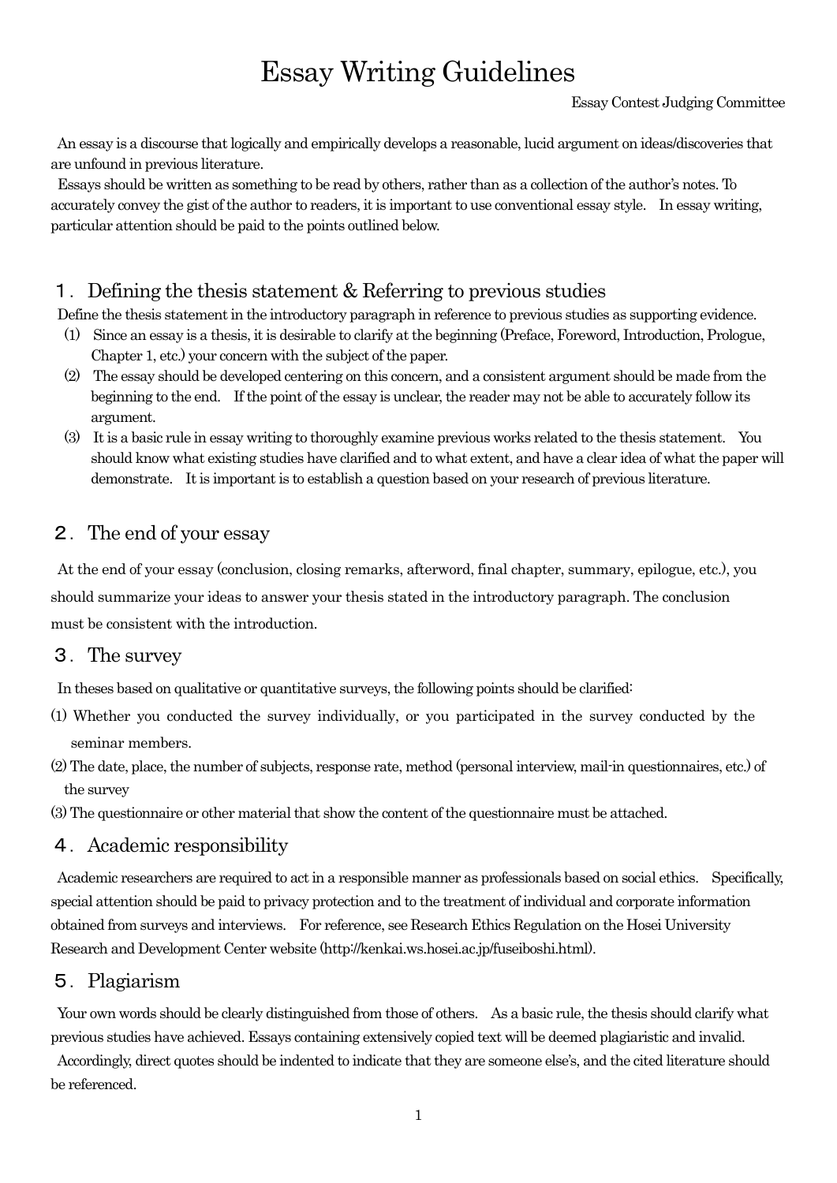# Essay Writing Guidelines

Essay Contest Judging Committee

An essay is a discourse that logically and empirically develops a reasonable, lucid argument on ideas/discoveries that are unfound in previous literature.

Essays should be written as something to be read by others, rather than as a collection of the author's notes. To accurately convey the gist of the author to readers, it is important to use conventional essay style. In essay writing, particular attention should be paid to the points outlined below.

## １. Defining the thesis statement & Referring to previous studies

Define the thesis statement in the introductory paragraph in reference to previous studies as supporting evidence.

(1) Since an essay is a thesis, it is desirable to clarify at the beginning (Preface, Foreword, Introduction, Prologue, Chapter 1, etc.) your concern with the subject of the paper.

(2) The essay should be developed centering on this concern, and a consistent argument should be made from the beginning to the end. If the point of the essay is unclear, the reader may not be able to accurately follow its argument.

(3) It is a basic rule in essay writing to thoroughly examine previous works related to the thesis statement. You should know what existing studies have clarified and to what extent, and have a clear idea of what the paper will demonstrate. It is important is to establish a question based on your research of previous literature.

## ２. The end of your essay

At the end of your essay (conclusion, closing remarks, afterword, final chapter, summary, epilogue, etc.), you should summarize your ideas to answer your thesis stated in the introductory paragraph. The conclusion must be consistent with the introduction.

## ３. The survey

In theses based on qualitative or quantitative surveys, the following points should be clarified:

(1) Whether you conducted the survey individually, or you participated in the survey conducted by the seminar members.

(2) The date, place, the number of subjects, response rate, method (personal interview, mail-in questionnaires, etc.) of the survey

(3) The questionnaire or other material that show the content of the questionnaire must be attached.

## ４. Academic responsibility

Academic researchers are required to act in a responsible manner as professionals based on social ethics. Specifically, special attention should be paid to privacy protection and to the treatment of individual and corporate information obtained from surveys and interviews. For reference, see Research Ethics Regulation on the Hosei University Research and Development Center website (http://kenkai.ws.hosei.ac.jp/fuseiboshi.html).

## ５. Plagiarism

Your own words should be clearly distinguished from those of others. As a basic rule, the thesis should clarify what previous studies have achieved. Essays containing extensively copied text will be deemed plagiaristic and invalid.

Accordingly, direct quotes should be indented to indicate that they are someone else's, and the cited literature should be referenced.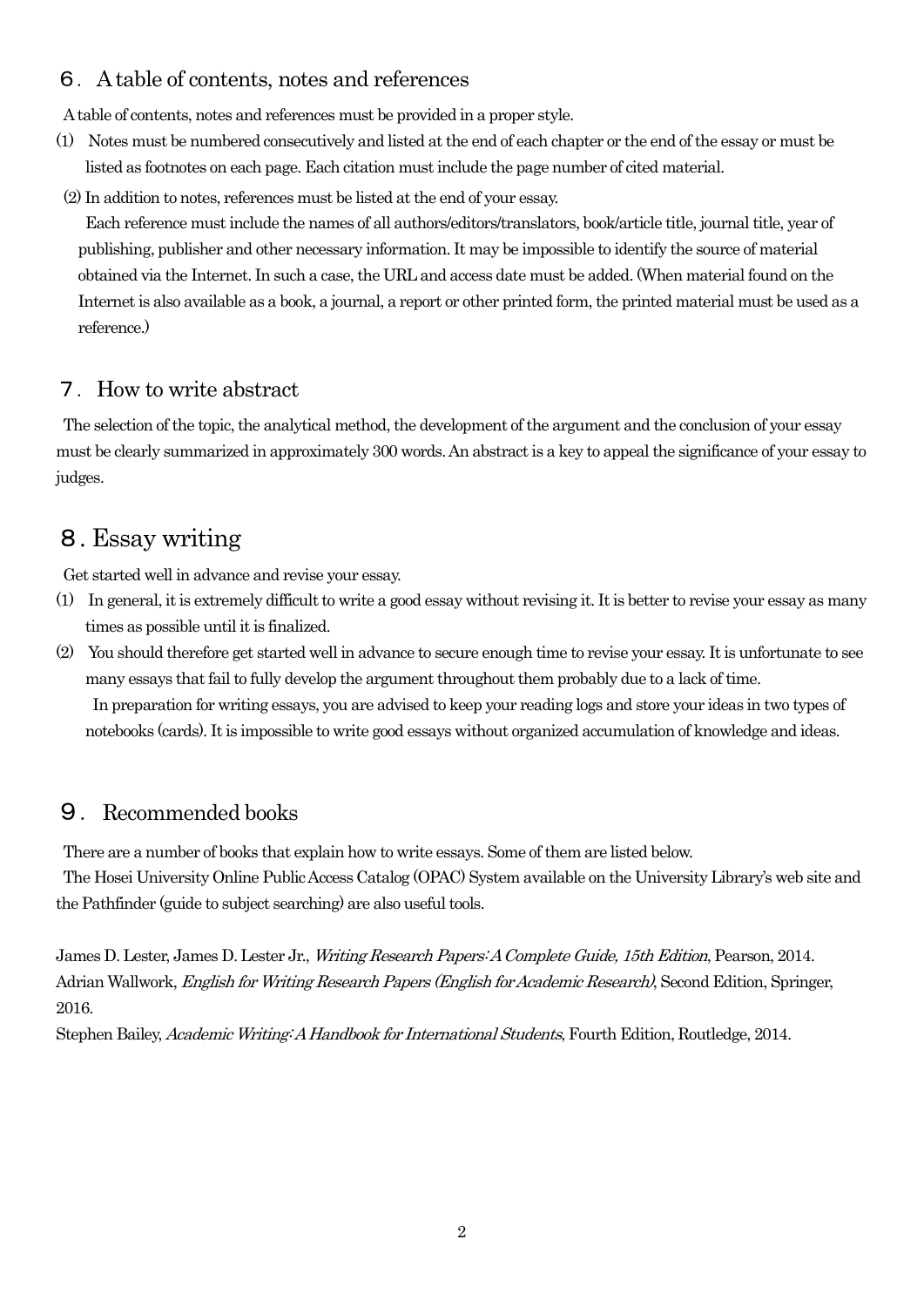## ６. A table of contents, notes and references

A table of contents, notes and references must be provided in a proper style.

(1) Notes must be numbered consecutively and listed at the end of each chapter or the end of the essay or must be listed as footnotes on each page. Each citation must include the page number of cited material.

(2) In addition to notes, references must be listed at the end of your essay.
Each reference must include the names of all authors/editors/translators, book/article title, journal title, year of publishing, publisher and other necessary information. It may be impossible to identify the source of material obtained via the Internet. In such a case, the URL and access date must be added. (When material found on the Internet is also available as a book, a journal, a report or other printed form, the printed material must be used as a reference.)

## ７. How to write abstract

The selection of the topic, the analytical method, the development of the argument and the conclusion of your essay must be clearly summarized in approximately 300 words. An abstract is a key to appeal the significance of your essay to judges.

## ８. Essay writing

Get started well in advance and revise your essay.

(1) In general, it is extremely difficult to write a good essay without revising it. It is better to revise your essay as many times as possible until it is finalized.

(2) You should therefore get started well in advance to secure enough time to revise your essay. It is unfortunate to see many essays that fail to fully develop the argument throughout them probably due to a lack of time.
In preparation for writing essays, you are advised to keep your reading logs and store your ideas in two types of notebooks (cards). It is impossible to write good essays without organized accumulation of knowledge and ideas.

## ９. Recommended books

There are a number of books that explain how to write essays. Some of them are listed below.

The Hosei University Online Public Access Catalog (OPAC) System available on the University Library's web site and the Pathfinder (guide to subject searching) are also useful tools.

James D. Lester, James D. Lester Jr., *Writing Research Papers: A Complete Guide, 15th Edition*, Pearson, 2014.
Adrian Wallwork, *English for Writing Research Papers (English for Academic Research)*, Second Edition, Springer, 2016.
Stephen Bailey, *Academic Writing: A Handbook for International Students*, Fourth Edition, Routledge, 2014.